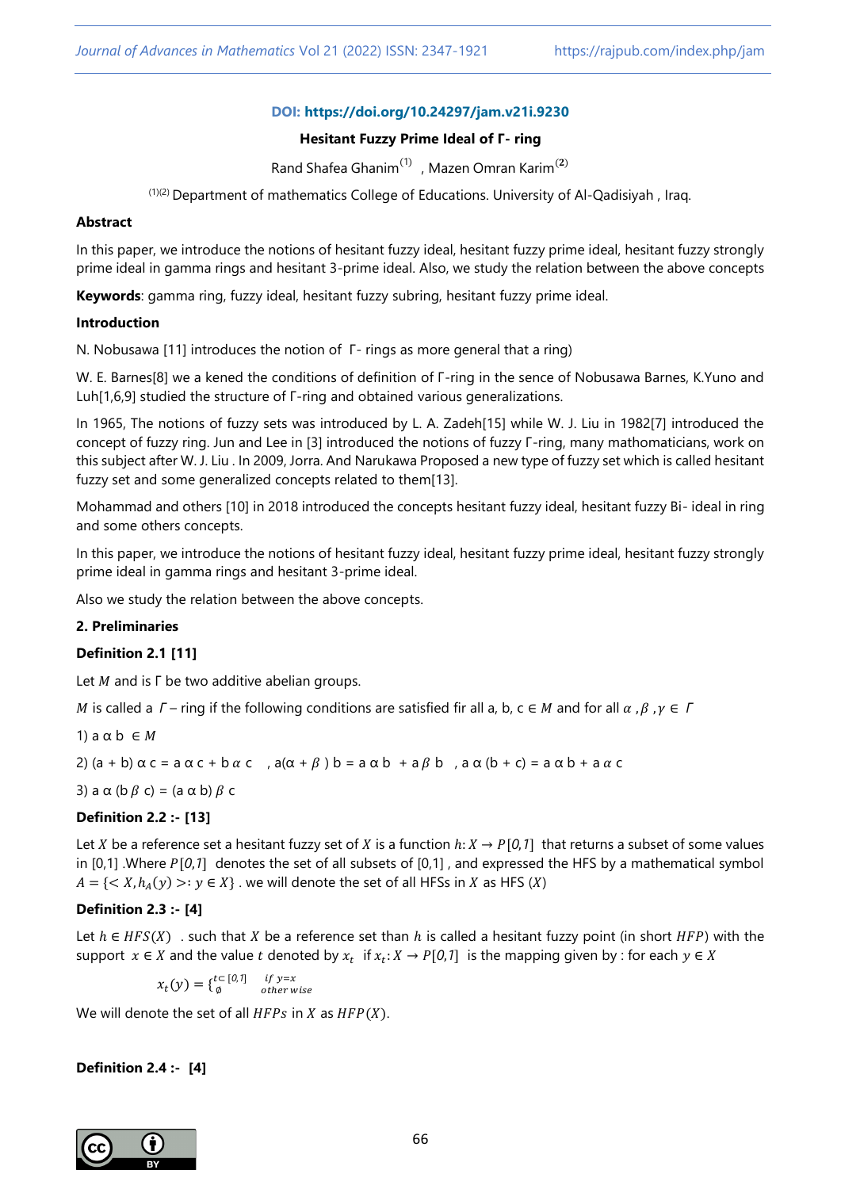**DOI: https://doi.org/10.24297/jam.v21i.9230**

# Hesitant Fuzzy Prime Ideal of Γ- ring

Rand Shafea Ghanim[(1)] , Mazen Omran Karim[(2)]

[(1)(2)] Department of mathematics College of Educations. University of Al-Qadisiyah , Iraq.

**Abstract**

In this paper, we introduce the notions of hesitant fuzzy ideal, hesitant fuzzy prime ideal, hesitant fuzzy strongly prime ideal in gamma rings and hesitant 3-prime ideal. Also, we study the relation between the above concepts

**Keywords**: gamma ring, fuzzy ideal, hesitant fuzzy subring, hesitant fuzzy prime ideal.

**Introduction**

N. Nobusawa [11] introduces the notion of Γ- rings as more general that a ring)

W. E. Barnes[8] we a kened the conditions of definition of Γ-ring in the sence of Nobusawa Barnes, K.Yuno and Luh[1,6,9] studied the structure of Γ-ring and obtained various generalizations.

In 1965, The notions of fuzzy sets was introduced by L. A. Zadeh[15] while W. J. Liu in 1982[7] introduced the concept of fuzzy ring. Jun and Lee in [3] introduced the notions of fuzzy Γ-ring, many mathematicians, work on this subject after W. J. Liu . In 2009, Jorra. And Narukawa Proposed a new type of fuzzy set which is called hesitant fuzzy set and some generalized concepts related to them[13].

Mohammad and others [10] in 2018 introduced the concepts hesitant fuzzy ideal, hesitant fuzzy Bi- ideal in ring and some others concepts.

In this paper, we introduce the notions of hesitant fuzzy ideal, hesitant fuzzy prime ideal, hesitant fuzzy strongly prime ideal in gamma rings and hesitant 3-prime ideal.

Also we study the relation between the above concepts.

## 2. Preliminaries

**Definition 2.1 [11]**

Let $M$ and is Γ be two additive abelian groups.

$M$ is called a $\Gamma$ – ring if the following conditions are satisfied fir all a, b, c ∈ $M$ and for all $\alpha, \beta, \gamma \in \Gamma$

1) $a \alpha b \in M$

2) $(a + b) \alpha c = a \alpha c + b \alpha c$ , $a(\alpha + \beta) b = a \alpha b + a \beta b$ , $a \alpha (b + c) = a \alpha b + a \alpha c$

3) $a \alpha (b \beta c) = (a \alpha b) \beta c$

**Definition 2.2 :- [13]**

Let $X$ be a reference set a hesitant fuzzy set of $X$ is a function $h: X \to P[0,1]$ that returns a subset of some values in [0,1] .Where $P[0,1]$ denotes the set of all subsets of [0,1] , and expressed the HFS by a mathematical symbol $A = \{< X, h_A(y) >: y \in X\}$ . we will denote the set of all HFSs in $X$ as HFS $(X)$

**Definition 2.3 :- [4]**

Let $h \in HFS(X)$ . such that $X$ be a reference set than $h$ is called a hesitant fuzzy point (in short $HFP$) with the support $x \in X$ and the value $t$ denoted by $x_t$ if $x_t: X \to P[0,1]$ is the mapping given by : for each $y \in X$

$$x_t(y) = \begin{cases} t \subset [0,1] & \text{if } y = x \\ \emptyset & \text{other wise} \end{cases}$$

We will denote the set of all $HFPs$ in $X$ as $HFP(X)$.

**Definition 2.4 :- [4]**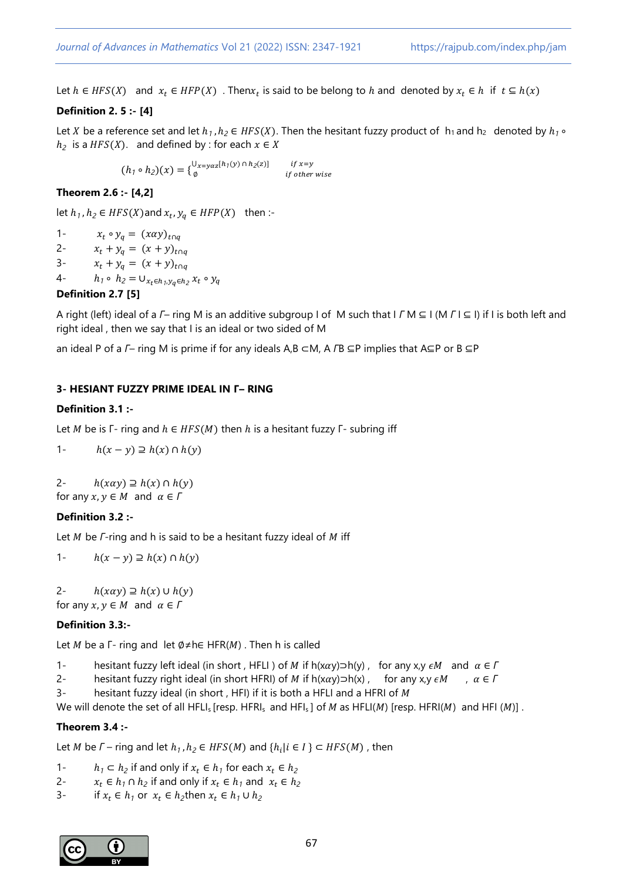Let $h \in HFS(X)$ and $x_t \in HFP(X)$ . Then$x_t$ is said to be belong to $h$ and denoted by $x_t \in h$ if $t \subseteq h(x)$

**Definition 2. 5 :- [4]**

Let $X$ be a reference set and let $h_1, h_2 \in HFS(X)$. Then the hesitant fuzzy product of $h_1$ and $h_2$ denoted by $h_1 \circ h_2$ is a $HFS(X)$. and defined by : for each $x \in X$

$$(h_1 \circ h_2)(x) = \begin{cases} \cup_{x=y\alpha z}[h_1(y) \cap h_2(z)] & if\ x=y \\ \emptyset & if\ other\ wise \end{cases}$$

**Theorem 2.6 :- [4,2]**

let $h_1, h_2 \in HFS(X)$and $x_t, y_q \in HFP(X)$ then :-

1- $x_t \circ y_q = (x\alpha y)_{t\cap q}$
2- $x_t + y_q = (x+y)_{t\cap q}$
3- $x_t + y_q = (x+y)_{t\cap q}$
4- $h_1 \circ h_2 = \cup_{x_t \in h_1, y_q \in h_2} x_t \circ y_q$

**Definition 2.7 [5]**

A right (left) ideal of a $\Gamma$– ring M is an additive subgroup I of M such that I $\Gamma$ M ⊆ I (M $\Gamma$ I ⊆ I) if I is both left and right ideal , then we say that I is an ideal or two sided of M

an ideal P of a $\Gamma$– ring M is prime if for any ideals A,B ⊂M, A $\Gamma$B ⊆P implies that A⊆P or B ⊆P

### 3- HESIANT FUZZY PRIME IDEAL IN Γ– RING

**Definition 3.1 :-**

Let $M$ be is Γ- ring and $h \in HFS(M)$ then $h$ is a hesitant fuzzy Γ- subring iff

1- $h(x-y) \supseteq h(x) \cap h(y)$

2- $h(x\alpha y) \supseteq h(x) \cap h(y)$
for any $x, y \in M$ and $\alpha \in \Gamma$

**Definition 3.2 :-**

Let $M$ be $\Gamma$-ring and h is said to be a hesitant fuzzy ideal of $M$ iff

1- $h(x-y) \supseteq h(x) \cap h(y)$

2- $h(x\alpha y) \supseteq h(x) \cup h(y)$
for any $x, y \in M$ and $\alpha \in \Gamma$

**Definition 3.3:-**

Let $M$ be a Γ- ring and let ∅≠h∈ HFR($M$) . Then h is called

1- hesitant fuzzy left ideal (in short , HFLI ) of $M$ if h(xαy)⊃h(y) , for any x,y $\epsilon M$ and $\alpha \in \Gamma$
2- hesitant fuzzy right ideal (in short HFRI) of $M$ if h(xαy)⊃h(x) , for any x,y $\epsilon M$ , $\alpha \in \Gamma$
3- hesitant fuzzy ideal (in short , HFI) if it is both a HFLI and a HFRI of $M$

We will denote the set of all HFLI$_s$ [resp. HFRI$_s$ and HFI$_s$ ] of $M$ as HFLI($M$) [resp. HFRI($M$) and HFI ($M$)] .

**Theorem 3.4 :-**

Let $M$ be $\Gamma$ – ring and let $h_1, h_2 \in HFS(M)$ and $\{h_i | i \in I\} \subset HFS(M)$ , then

1- $h_1 \subset h_2$ if and only if $x_t \in h_1$ for each $x_t \in h_2$
2- $x_t \in h_1 \cap h_2$ if and only if $x_t \in h_1$ and $x_t \in h_2$
3- if $x_t \in h_1$ or $x_t \in h_2$then $x_t \in h_1 \cup h_2$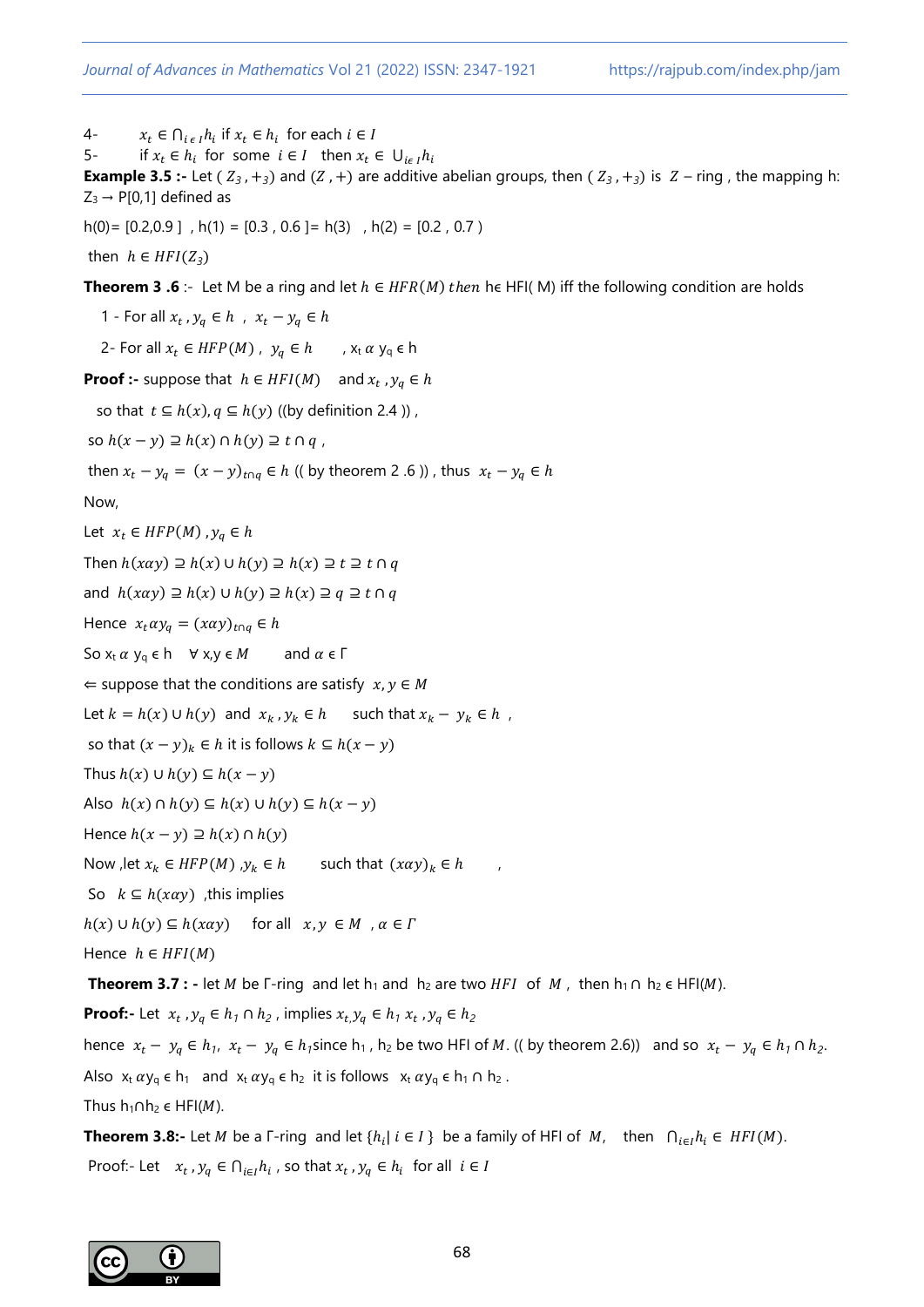4- $x_t \in \cap_{i\in I} h_i$ if $x_t \in h_i$ for each $i \in I$

5- if $x_t \in h_i$ for some $i \in I$ then $x_t \in \cup_{i\in I} h_i$

**Example 3.5 :-** Let ( $Z_3$ , $+_3$) and ($Z$ , +) are additive abelian groups, then ( $Z_3$ , $+_3$) is $Z$ – ring , the mapping h: $Z_3 \rightarrow$ P[0,1] defined as

h(0)= [0.2,0.9 ] , h(1) = [0.3 , 0.6 ]= h(3) , h(2) = [0.2 , 0.7 )

then $h \in HFI(Z_3)$

**Theorem 3 .6** :- Let M be a ring and let $h \in HFR(M)$ *then* h$\in$ HFI( M) iff the following condition are holds

1 - For all $x_t , y_q \in h$ , $x_t - y_q \in h$

2- For all $x_t \in HFP(M)$ , $y_q \in h$ , $x_t \, \alpha \, y_q \in h$

**Proof :-** suppose that $h \in HFI(M)$ and $x_t , y_q \in h$

so that $t \subseteq h(x), q \subseteq h(y)$ ((by definition 2.4 )) ,

so $h(x-y) \supseteq h(x) \cap h(y) \supseteq t \cap q$ ,

then $x_t - y_q = (x-y)_{t\cap q} \in h$ (( by theorem 2 .6 )) , thus $x_t - y_q \in h$

Now,

Let $x_t \in HFP(M)$ , $y_q \in h$

Then $h(x\alpha y) \supseteq h(x) \cup h(y) \supseteq h(x) \supseteq t \supseteq t \cap q$

and $h(x\alpha y) \supseteq h(x) \cup h(y) \supseteq h(x) \supseteq q \supseteq t \cap q$

Hence $x_t \alpha y_q = (x\alpha y)_{t\cap q} \in h$

So $x_t \, \alpha \, y_q \in h$ $\forall$ x,y $\in M$ and $\alpha \in \Gamma$

$\Leftarrow$ suppose that the conditions are satisfy $x, y \in M$

Let $k = h(x) \cup h(y)$ and $x_k , y_k \in h$ such that $x_k - y_k \in h$ ,

so that $(x-y)_k \in h$ it is follows $k \subseteq h(x-y)$

Thus $h(x) \cup h(y) \subseteq h(x-y)$

Also $h(x) \cap h(y) \subseteq h(x) \cup h(y) \subseteq h(x-y)$

Hence $h(x-y) \supseteq h(x) \cap h(y)$

Now ,let $x_k \in HFP(M)$ ,$y_k \in h$ such that $(x\alpha y)_k \in h$ ,

So $k \subseteq h(x\alpha y)$ ,this implies

$h(x) \cup h(y) \subseteq h(x\alpha y)$ for all $x, y \in M$ , $\alpha \in \Gamma$

Hence $h \in HFI(M)$

**Theorem 3.7 : -** let $M$ be Γ-ring and let $h_1$ and $h_2$ are two $HFI$ of $M$ , then $h_1 \cap h_2 \in$ HFI($M$).

**Proof:-** Let $x_t , y_q \in h_1 \cap h_2$ , implies $x_t, y_q \in h_1$ $x_t , y_q \in h_2$

hence $x_t - y_q \in h_1$, $x_t - y_q \in h_1$since $h_1$ , $h_2$ be two HFI of $M$. (( by theorem 2.6)) and so $x_t - y_q \in h_1 \cap h_2$.

Also $x_t \, \alpha y_q \in h_1$ and $x_t \, \alpha y_q \in h_2$ it is follows $x_t \, \alpha y_q \in h_1 \cap h_2$ .

Thus $h_1 \cap h_2 \in$ HFI($M$).

**Theorem 3.8:-** Let $M$ be a Γ-ring and let $\{h_i | \, i \in I \}$ be a family of HFI of $M$, then $\cap_{i\in I} h_i \in HFI(M)$.

Proof:- Let $x_t , y_q \in \cap_{i\in I} h_i$ , so that $x_t , y_q \in h_i$ for all $i \in I$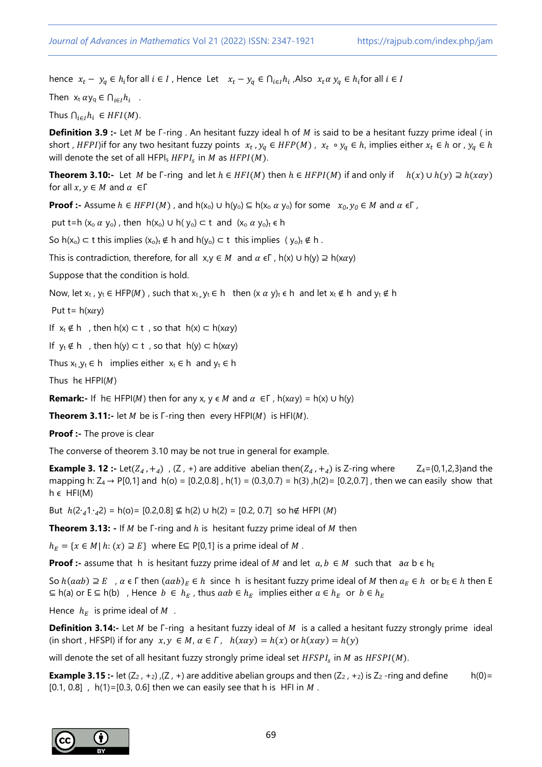hence $x_t - y_q \in h_i$ for all $i \in I$ , Hence Let $x_t - y_q \in \bigcap_{i \in I} h_i$ ,Also $x_t \alpha\, y_q \in h_i$ for all $i \in I$

Then $x_t\, \alpha y_q \in \bigcap_{i \in I} h_i$ .

Thus $\bigcap_{i \in I} h_i \in HFI(M)$.

**Definition 3.9 :-** Let $M$ be Γ-ring . An hesitant fuzzy ideal h of $M$ is said to be a hesitant fuzzy prime ideal ( in short , $HFPI$)if for any two hesitant fuzzy points $x_t , y_q \in HFP(M)$ , $x_t \circ y_q \in h$, implies either $x_t \in h$ or , $y_q \in h$ will denote the set of all HFPIs $HFPI_s$ in $M$ as $HFPI(M)$.

**Theorem 3.10:-** Let $M$ be Γ-ring and let $h \in HFI(M)$ then $h \in HFPI(M)$ if and only if $h(x) \cup h(y) \supseteq h(x\alpha y)$ for all $x, y \in M$ and $\alpha \in \Gamma$

**Proof :-** Assume $h \in HFPI(M)$ , and $h(x_o) \cup h(y_o) \subseteq h(x_o\ \alpha\ y_o)$ for some $x_0, y_0 \in M$ and $\alpha \in \Gamma$ ,

put $t = h(x_o\ \alpha\ y_o)$ , then $h(x_o) \cup h(y_o) \subset t$ and $(x_o\ \alpha\ y_o)_t \in h$

So $h(x_o) \subset t$ this implies $(x_o)_t \notin h$ and $h(y_o) \subset t$ this implies $(y_o)_t \notin h$ .

This is contradiction, therefore, for all x,y $\in M$ and $\alpha \in \Gamma$ , $h(x) \cup h(y) \supseteq h(x\alpha y)$

Suppose that the condition is hold.

Now, let $x_t , y_t \in HFP(M)$ , such that $x_t \circ y_t \in h$ then $(x\ \alpha\ y)_t \in h$ and let $x_t \notin h$ and $y_t \notin h$

Put $t = h(x\alpha y)$

If $x_t \notin h$ , then $h(x) \subset t$ , so that $h(x) \subset h(x\alpha y)$

If $y_t \notin h$ , then $h(y) \subset t$ , so that $h(y) \subset h(x\alpha y)$

Thus $x_t\, {}_\circ y_t \in h$ implies either $x_t \in h$ and $y_t \in h$

Thus h$\in$ HFPI($M$)

**Remark:-** If h$\in$ HFPI($M$) then for any x, y $\in M$ and $\alpha \in \Gamma$ , $h(x\alpha y) = h(x) \cup h(y)$

**Theorem 3.11:-** let $M$ be is Γ-ring then every HFPI($M$) is HFI($M$).

**Proof :-** The prove is clear

The converse of theorem 3.10 may be not true in general for example.

**Example 3. 12 :-** Let$(Z_4 , +_4)$ , (Z , +) are additive abelian then$(Z_4 , +_4)$ is Z-ring where $Z_4$={0,1,2,3}and the mapping h: $Z_4 \rightarrow$ P[0,1] and h(o) = [0.2,0.8] , h(1) = (0.3,0.7) = h(3) ,h(2)= [0.2,0.7] , then we can easily show that h $\in$ HFI(M)

But $h(2 \cdot_4 1 \cdot_4 2)$ = h(o)= [0.2,0.8] $\not\subseteq$ h(2) $\cup$ h(2) = [0.2, 0.7] so h$\notin$ HFPI ($M$)

**Theorem 3.13: -** If $M$ be Γ-ring and $h$ is hesitant fuzzy prime ideal of $M$ then

$h_E = \{x \in M |\ h: (x) \supseteq E\}$ where E$\subseteq$ P[0,1] is a prime ideal of $M$ .

**Proof :-** assume that h is hesitant fuzzy prime ideal of $M$ and let $a, b \in M$ such that $a\alpha\, b \in h_E$

So $h(a\alpha b) \supseteq E$ , $\alpha \in \Gamma$ then $(a\alpha b)_E \in h$ since h is hesitant fuzzy prime ideal of $M$ then $a_E \in h$ or $b_E \in h$ then E $\subseteq$ h(a) or E $\subseteq$ h(b) , Hence $b \in h_E$ , thus $a\alpha b \in h_E$ implies either $a \in h_E$ or $b \in h_E$

Hence $h_E$ is prime ideal of $M$ .

**Definition 3.14:-** Let $M$ be Γ-ring a hesitant fuzzy ideal of $M$ is a called a hesitant fuzzy strongly prime ideal (in short , HFSPI) if for any $x, y \in M, \alpha \in \Gamma$, $h(x\alpha y) = h(x)$ or $h(x\alpha y) = h(y)$

will denote the set of all hesitant fuzzy strongly prime ideal set $HFSPI_s$ in $M$ as $HFSPI(M)$.

**Example 3.15 :-** let $(Z_2 , +_2)$ ,(Z , +) are additive abelian groups and then $(Z_2 , +_2)$ is $Z_2$ -ring and define h(0)= [0.1, 0.8] , h(1)=[0.3, 0.6] then we can easily see that h is HFI in $M$ .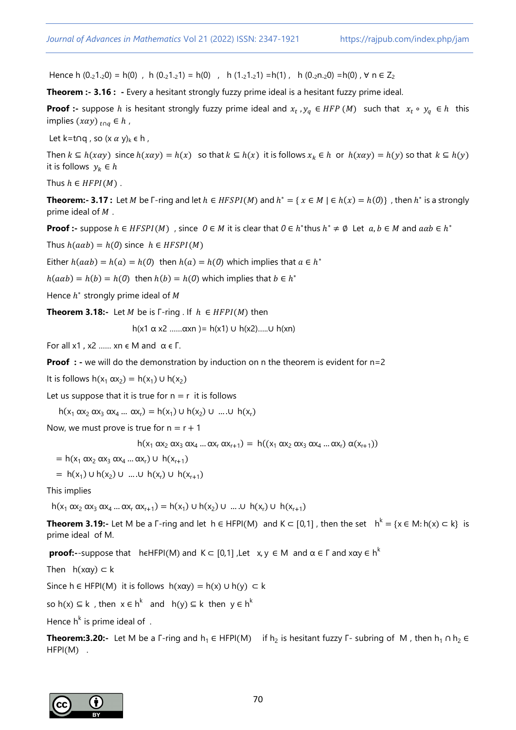Hence $h(0 ._2 1 ._2 0) = h(0)$ , $h(0 ._2 1 ._2 1) = h(0)$ , $h(1 ._2 1 ._2 1) = h(1)$ , $h(0 ._2 n ._2 0) = h(0)$ , $\forall\ n \in Z_2$

**Theorem :- 3.16 : -** Every a hesitant strongly fuzzy prime ideal is a hesitant fuzzy prime ideal.

**Proof :-** suppose $h$ is hesitant strongly fuzzy prime ideal and $x_t , y_q \in HFP(M)$ such that $x_t \circ y_q \in h$ this implies $(x\alpha y)_{t\cap q} \in h$ ,

Let $k = t\cap q$ , so $(x\ \alpha\ y)_k \in h$ ,

Then $k \subseteq h(x\alpha y)$ since $h(x\alpha y) = h(x)$ so that $k \subseteq h(x)$ it is follows $x_k \in h$ or $h(x\alpha y) = h(y)$ so that $k \subseteq h(y)$ it is follows $y_k \in h$

Thus $h \in HFPI(M)$ .

**Theorem:- 3.17 :** Let $M$ be Γ-ring and let $h \in HFSPI(M)$ and $h^* = \{ x \in M \mid \in h(x) = h(0)\}$ , then $h^*$ is a strongly prime ideal of $M$ .

**Proof :-** suppose $h \in HFSPI(M)$ , since $0 \in M$ it is clear that $0 \in h^*$ thus $h^* \neq \emptyset$ Let $a, b \in M$ and $a\alpha b \in h^*$

Thus $h(a\alpha b) = h(0)$ since $h \in HFSPI(M)$

Either $h(a\alpha b) = h(a) = h(0)$ then $h(a) = h(0)$ which implies that $a \in h^*$

$h(a\alpha b) = h(b) = h(0)$ then $h(b) = h(0)$ which implies that $b \in h^*$

Hence $h^*$ strongly prime ideal of $M$

**Theorem 3.18:-** Let $M$ be is Γ-ring . If $h \in HFPI(M)$ then

$$h(x1\ \alpha\ x2 \ldots\ldots \alpha xn) = h(x1) \cup h(x2) \ldots\ldots \cup h(xn)$$

For all $x1 , x2 \ldots\ldots xn \in M$ and $\alpha \in \Gamma$.

**Proof : -** we will do the demonstration by induction on n the theorem is evident for n=2

It is follows $h(x_1\ \alpha x_2) = h(x_1) \cup h(x_2)$

Let us suppose that it is true for $n = r$ it is follows

$$h(x_1\ \alpha x_2\ \alpha x_3\ \alpha x_4 \ldots\ \alpha x_r) = h(x_1) \cup h(x_2) \cup \ldots . \cup\ h(x_r)$$

Now, we must prove is true for $n = r + 1$

$$h(x_1\ \alpha x_2\ \alpha x_3\ \alpha x_4 \ldots \alpha x_r\ \alpha x_{r+1}) = h((x_1\ \alpha x_2\ \alpha x_3\ \alpha x_4 \ldots \alpha x_r)\ \alpha (x_{r+1}))$$

$$= h(x_1\ \alpha x_2\ \alpha x_3\ \alpha x_4 \ldots \alpha x_r) \cup\ h(x_{r+1})$$

$$= h(x_1) \cup h(x_2) \cup \ldots . \cup\ h(x_r) \cup\ h(x_{r+1})$$

This implies

$$h(x_1\ \alpha x_2\ \alpha x_3\ \alpha x_4 \ldots \alpha x_r\ \alpha x_{r+1}) = h(x_1) \cup h(x_2) \cup \ldots . \cup\ h(x_r) \cup\ h(x_{r+1})$$

**Theorem 3.19:-** Let M be a Γ-ring and let $h \in HFPI(M)$ and $K \subset [0,1]$ , then the set $h^k = \{x \in M: h(x) \subset k\}$ is prime ideal of M.

**proof:-**-suppose that $h \in HFPI(M)$ and $K \subset [0,1]$ ,Let $x, y \in M$ and $\alpha \in \Gamma$ and $x\alpha y \in h^k$

Then $h(x\alpha y) \subset k$

Since $h \in HFPI(M)$ it is follows $h(x\alpha y) = h(x) \cup h(y) \subset k$

so $h(x) \subseteq k$ , then $x \in h^k$ and $h(y) \subseteq k$ then $y \in h^k$

Hence $h^k$ is prime ideal of .

**Theorem:3.20:-** Let M be a Γ-ring and $h_1 \in HFPI(M)$ if $h_2$ is hesitant fuzzy Γ- subring of M , then $h_1 \cap h_2 \in HFPI(M)$ .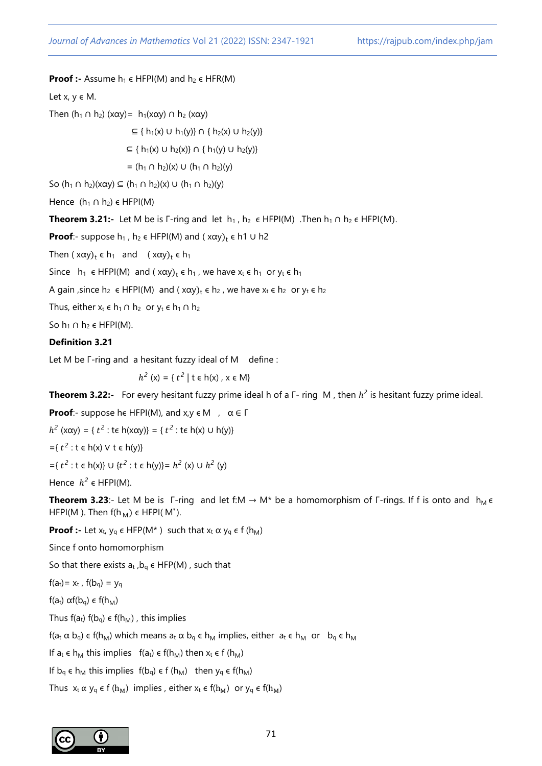**Proof :-** Assume $h_1 \in HFPI(M)$ and $h_2 \in HFR(M)$

Let $x, y \in M$.

Then $(h_1 \cap h_2)(x\alpha y) = h_1(x\alpha y) \cap h_2(x\alpha y)$

$\subseteq \{ h_1(x) \cup h_1(y)\} \cap \{ h_2(x) \cup h_2(y)\}$

$\subseteq \{ h_1(x) \cup h_2(x)\} \cap \{ h_1(y) \cup h_2(y)\}$

$= (h_1 \cap h_2)(x) \cup (h_1 \cap h_2)(y)$

So $(h_1 \cap h_2)(x\alpha y) \subseteq (h_1 \cap h_2)(x) \cup (h_1 \cap h_2)(y)$

Hence $(h_1 \cap h_2) \in HFPI(M)$

**Theorem 3.21:-** Let M be is Γ-ring and let $h_1, h_2 \in HFPI(M)$ .Then $h_1 \cap h_2 \in HFPI(M)$.

**Proof**:- suppose $h_1, h_2 \in HFPI(M)$ and $(x\alpha y)_t \in h1 \cup h2$

Then $(x\alpha y)_t \in h_1$ and $(x\alpha y)_t \in h_1$

Since $h_1 \in HFPI(M)$ and $(x\alpha y)_t \in h_1$, we have $x_t \in h_1$ or $y_t \in h_1$

A gain ,since $h_2 \in HFPI(M)$ and $(x\alpha y)_t \in h_2$, we have $x_t \in h_2$ or $y_t \in h_2$

Thus, either $x_t \in h_1 \cap h_2$ or $y_t \in h_1 \cap h_2$

So $h_1 \cap h_2 \in HFPI(M)$.

**Definition 3.21**

Let M be Γ-ring and a hesitant fuzzy ideal of M define :

$$h^2(x) = \{ t^2 \mid t \in h(x) , x \in M\}$$

**Theorem 3.22:-** For every hesitant fuzzy prime ideal h of a Γ- ring M , then $h^2$ is hesitant fuzzy prime ideal.

**Proof**:- suppose $h \in HFPI(M)$, and $x,y \in M$ , $\alpha \in \Gamma$

$h^2(x\alpha y) = \{ t^2 : t \in h(x\alpha y)\} = \{ t^2 : t \in h(x) \cup h(y)\}$

$=\{ t^2 : t \in h(x) \vee t \in h(y)\}$

$=\{ t^2 : t \in h(x)\} \cup \{t^2 : t \in h(y)\}= h^2(x) \cup h^2(y)$

Hence $h^2 \in HFPI(M)$.

**Theorem 3.23**:- Let M be is Γ-ring and let $f:M \to M^*$ be a homomorphism of Γ-rings. If f is onto and $h_M \in HFPI(M)$. Then $f(h_M) \in HFPI(M^*)$.

**Proof :-** Let $x_t, y_q \in HFP(M^*)$ such that $x_t \alpha y_q \in f(h_M)$

Since f onto homomorphism

So that there exists $a_t, b_q \in HFP(M)$ , such that

$f(a_t)= x_t$ , $f(b_q) = y_q$

$f(a_t) \alpha f(b_q) \in f(h_M)$

Thus $f(a_t) f(b_q) \in f(h_M)$ , this implies

$f(a_t \alpha b_q) \in f(h_M)$ which means $a_t \alpha b_q \in h_M$ implies, either $a_t \in h_M$ or $b_q \in h_M$

If $a_t \in h_M$ this implies $f(a_t) \in f(h_M)$ then $x_t \in f(h_M)$

If $b_q \in h_M$ this implies $f(b_q) \in f(h_M)$ then $y_q \in f(h_M)$

Thus $x_t \alpha y_q \in f(h_M)$ implies , either $x_t \in f(h_M)$ or $y_q \in f(h_M)$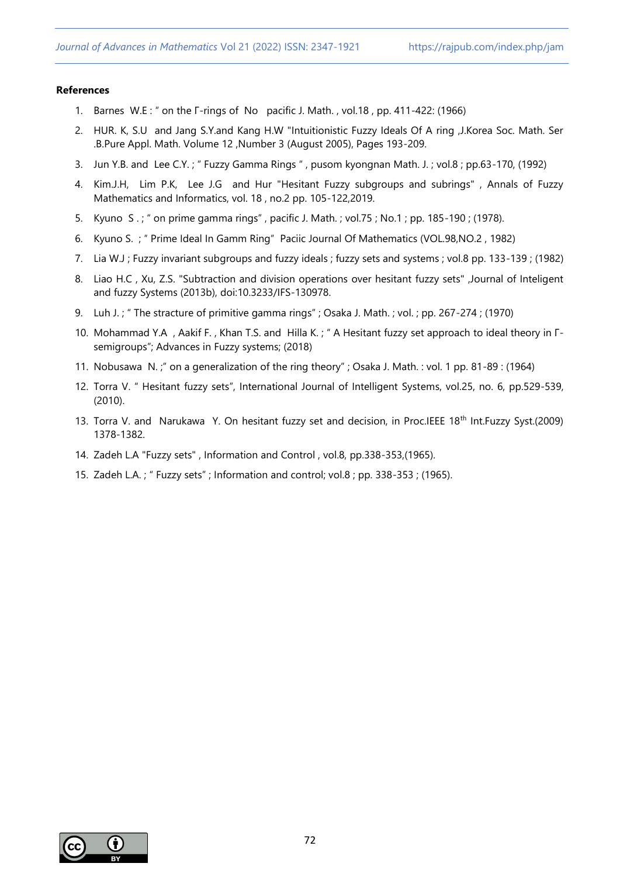**References**

1. Barnes W.E : " on the Γ-rings of No pacific J. Math. , vol.18 , pp. 411-422: (1966)
2. HUR. K, S.U and Jang S.Y.and Kang H.W "Intuitionistic Fuzzy Ideals Of A ring ,J.Korea Soc. Math. Ser .B.Pure Appl. Math. Volume 12 ,Number 3 (August 2005), Pages 193-209.
3. Jun Y.B. and Lee C.Y. ; " Fuzzy Gamma Rings " , pusom kyongnan Math. J. ; vol.8 ; pp.63-170, (1992)
4. Kim.J.H, Lim P.K, Lee J.G and Hur "Hesitant Fuzzy subgroups and subrings" , Annals of Fuzzy Mathematics and Informatics, vol. 18 , no.2 pp. 105-122,2019.
5. Kyuno S . ; " on prime gamma rings" , pacific J. Math. ; vol.75 ; No.1 ; pp. 185-190 ; (1978).
6. Kyuno S. ; " Prime Ideal In Gamm Ring" Paciic Journal Of Mathematics (VOL.98,NO.2 , 1982)
7. Lia W.J ; Fuzzy invariant subgroups and fuzzy ideals ; fuzzy sets and systems ; vol.8 pp. 133-139 ; (1982)
8. Liao H.C , Xu, Z.S. "Subtraction and division operations over hesitant fuzzy sets" ,Journal of Inteligent and fuzzy Systems (2013b), doi:10.3233/IFS-130978.
9. Luh J. ; " The stracture of primitive gamma rings" ; Osaka J. Math. ; vol. ; pp. 267-274 ; (1970)
10. Mohammad Y.A , Aakif F. , Khan T.S. and Hilla K. ; " A Hesitant fuzzy set approach to ideal theory in Γ-semigroups"; Advances in Fuzzy systems; (2018)
11. Nobusawa N. ;" on a generalization of the ring theory" ; Osaka J. Math. : vol. 1 pp. 81-89 : (1964)
12. Torra V. " Hesitant fuzzy sets", International Journal of Intelligent Systems, vol.25, no. 6, pp.529-539, (2010).
13. Torra V. and Narukawa Y. On hesitant fuzzy set and decision, in Proc.IEEE 18th Int.Fuzzy Syst.(2009) 1378-1382.
14. Zadeh L.A "Fuzzy sets" , Information and Control , vol.8, pp.338-353,(1965).
15. Zadeh L.A. ; " Fuzzy sets" ; Information and control; vol.8 ; pp. 338-353 ; (1965).